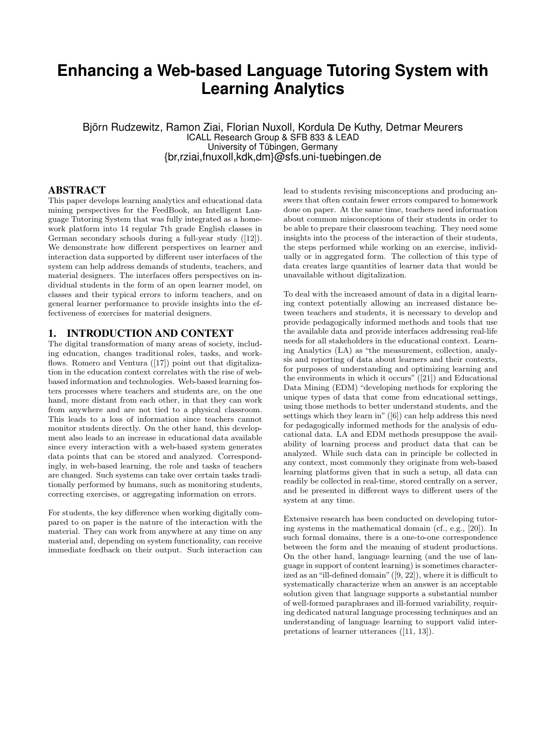# Enhancing a Web-based Language Tutoring System with Learning Analytics

Björn Rudzewitz, Ramon Ziai, Florian Nuxoll, Kordula De Kuthy, Detmar Meurers
ICALL Research Group & SFB 833 & LEAD
University of Tübingen, Germany
{br,rziai,fnuxoll,kdk,dm}@sfs.uni-tuebingen.de

## ABSTRACT

This paper develops learning analytics and educational data mining perspectives for the FeedBook, an Intelligent Language Tutoring System that was fully integrated as a homework platform into 14 regular 7th grade English classes in German secondary schools during a full-year study ([12]). We demonstrate how different perspectives on learner and interaction data supported by different user interfaces of the system can help address demands of students, teachers, and material designers. The interfaces offers perspectives on individual students in the form of an open learner model, on classes and their typical errors to inform teachers, and on general learner performance to provide insights into the effectiveness of exercises for material designers.

## 1. INTRODUCTION AND CONTEXT

The digital transformation of many areas of society, including education, changes traditional roles, tasks, and workflows. Romero and Ventura ([17]) point out that digitalization in the education context correlates with the rise of web-based information and technologies. Web-based learning fosters processes where teachers and students are, on the one hand, more distant from each other, in that they can work from anywhere and are not tied to a physical classroom. This leads to a loss of information since teachers cannot monitor students directly. On the other hand, this development also leads to an increase in educational data available since every interaction with a web-based system generates data points that can be stored and analyzed. Correspondingly, in web-based learning, the role and tasks of teachers are changed. Such systems can take over certain tasks traditionally performed by humans, such as monitoring students, correcting exercises, or aggregating information on errors.

For students, the key difference when working digitally compared to on paper is the nature of the interaction with the material. They can work from anywhere at any time on any material and, depending on system functionality, can receive immediate feedback on their output. Such interaction can lead to students revising misconceptions and producing answers that often contain fewer errors compared to homework done on paper. At the same time, teachers need information about common misconceptions of their students in order to be able to prepare their classroom teaching. They need some insights into the process of the interaction of their students, the steps performed while working on an exercise, individually or in aggregated form. The collection of this type of data creates large quantities of learner data that would be unavailable without digitalization.

To deal with the increased amount of data in a digital learning context potentially allowing an increased distance between teachers and students, it is necessary to develop and provide pedagogically informed methods and tools that use the available data and provide interfaces addressing real-life needs for all stakeholders in the educational context. Learning Analytics (LA) as "the measurement, collection, analysis and reporting of data about learners and their contexts, for purposes of understanding and optimizing learning and the environments in which it occurs" ([21]) and Educational Data Mining (EDM) "developing methods for exploring the unique types of data that come from educational settings, using those methods to better understand students, and the settings which they learn in" ([6]) can help address this need for pedagogically informed methods for the analysis of educational data. LA and EDM methods presuppose the availability of learning process and product data that can be analyzed. While such data can in principle be collected in any context, most commonly they originate from web-based learning platforms given that in such a setup, all data can readily be collected in real-time, stored centrally on a server, and be presented in different ways to different users of the system at any time.

Extensive research has been conducted on developing tutoring systems in the mathematical domain (cf., e.g., [20]). In such formal domains, there is a one-to-one correspondence between the form and the meaning of student productions. On the other hand, language learning (and the use of language in support of content learning) is sometimes characterized as an "ill-defined domain" ([9, 22]), where it is difficult to systematically characterize when an answer is an acceptable solution given that language supports a substantial number of well-formed paraphrases and ill-formed variability, requiring dedicated natural language processing techniques and an understanding of language learning to support valid interpretations of learner utterances ([11, 13]).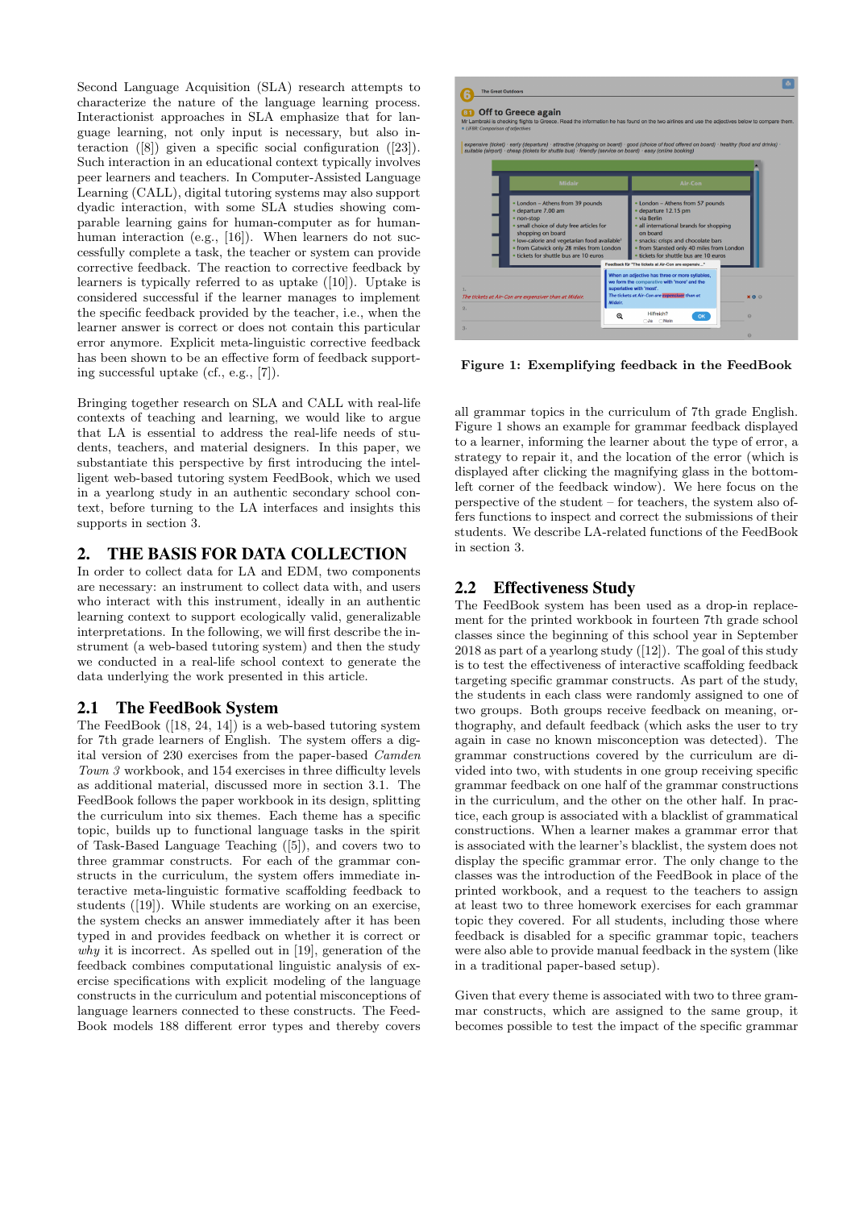Second Language Acquisition (SLA) research attempts to characterize the nature of the language learning process. Interactionist approaches in SLA emphasize that for language learning, not only input is necessary, but also interaction ([8]) given a specific social configuration ([23]). Such interaction in an educational context typically involves peer learners and teachers. In Computer-Assisted Language Learning (CALL), digital tutoring systems may also support dyadic interaction, with some SLA studies showing comparable learning gains for human-computer as for human-human interaction (e.g., [16]). When learners do not successfully complete a task, the teacher or system can provide corrective feedback. The reaction to corrective feedback by learners is typically referred to as uptake ([10]). Uptake is considered successful if the learner manages to implement the specific feedback provided by the teacher, i.e., when the learner answer is correct or does not contain this particular error anymore. Explicit meta-linguistic corrective feedback has been shown to be an effective form of feedback supporting successful uptake (cf., e.g., [7]).

Bringing together research on SLA and CALL with real-life contexts of teaching and learning, we would like to argue that LA is essential to address the real-life needs of students, teachers, and material designers. In this paper, we substantiate this perspective by first introducing the intelligent web-based tutoring system FeedBook, which we used in a yearlong study in an authentic secondary school context, before turning to the LA interfaces and insights this supports in section 3.

## 2. THE BASIS FOR DATA COLLECTION

In order to collect data for LA and EDM, two components are necessary: an instrument to collect data with, and users who interact with this instrument, ideally in an authentic learning context to support ecologically valid, generalizable interpretations. In the following, we will first describe the instrument (a web-based tutoring system) and then the study we conducted in a real-life school context to generate the data underlying the work presented in this article.

### 2.1 The FeedBook System

The FeedBook ([18, 24, 14]) is a web-based tutoring system for 7th grade learners of English. The system offers a digital version of 230 exercises from the paper-based *Camden Town 3* workbook, and 154 exercises in three difficulty levels as additional material, discussed more in section 3.1. The FeedBook follows the paper workbook in its design, splitting the curriculum into six themes. Each theme has a specific topic, builds up to functional language tasks in the spirit of Task-Based Language Teaching ([5]), and covers two to three grammar constructs. For each of the grammar constructs in the curriculum, the system offers immediate interactive meta-linguistic formative scaffolding feedback to students ([19]). While students are working on an exercise, the system checks an answer immediately after it has been typed in and provides feedback on whether it is correct or *why* it is incorrect. As spelled out in [19], generation of the feedback combines computational linguistic analysis of exercise specifications with explicit modeling of the language constructs in the curriculum and potential misconceptions of language learners connected to these constructs. The FeedBook models 188 different error types and thereby covers all grammar topics in the curriculum of 7th grade English. Figure 1 shows an example for grammar feedback displayed to a learner, informing the learner about the type of error, a strategy to repair it, and the location of the error (which is displayed after clicking the magnifying glass in the bottom-left corner of the feedback window). We here focus on the perspective of the student – for teachers, the system also offers functions to inspect and correct the submissions of their students. We describe LA-related functions of the FeedBook in section 3.

**Figure 1: Exemplifying feedback in the FeedBook**

### 2.2 Effectiveness Study

The FeedBook system has been used as a drop-in replacement for the printed workbook in fourteen 7th grade school classes since the beginning of this school year in September 2018 as part of a yearlong study ([12]). The goal of this study is to test the effectiveness of interactive scaffolding feedback targeting specific grammar constructs. As part of the study, the students in each class were randomly assigned to one of two groups. Both groups receive feedback on meaning, orthography, and default feedback (which asks the user to try again in case no known misconception was detected). The grammar constructions covered by the curriculum are divided into two, with students in one group receiving specific grammar feedback on one half of the grammar constructions in the curriculum, and the other on the other half. In practice, each group is associated with a blacklist of grammatical constructions. When a learner makes a grammar error that is associated with the learner's blacklist, the system does not display the specific grammar error. The only change to the classes was the introduction of the FeedBook in place of the printed workbook, and a request to the teachers to assign at least two to three homework exercises for each grammar topic they covered. For all students, including those where feedback is disabled for a specific grammar topic, teachers were also able to provide manual feedback in the system (like in a traditional paper-based setup).

Given that every theme is associated with two to three grammar constructs, which are assigned to the same group, it becomes possible to test the impact of the specific grammar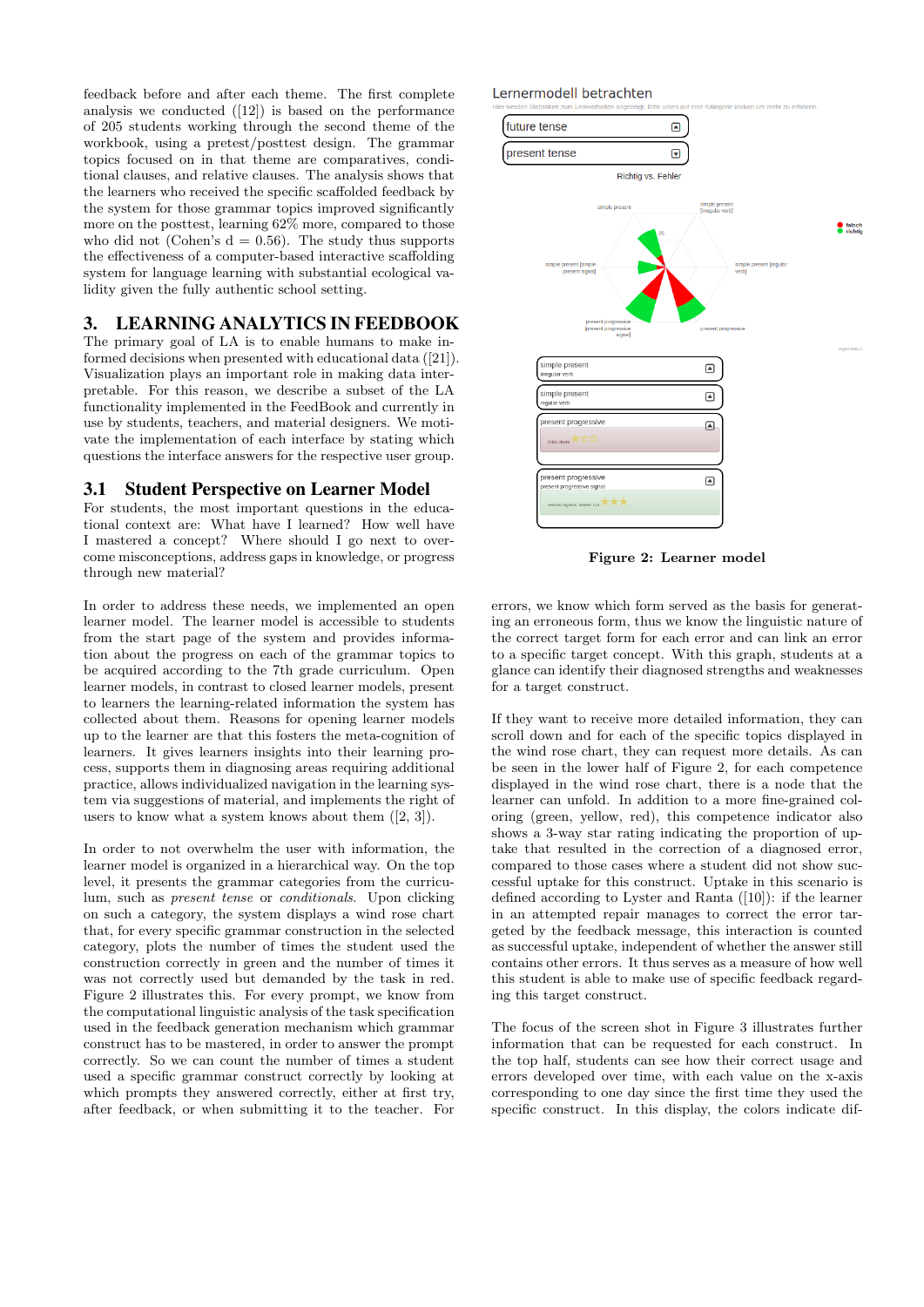feedback before and after each theme. The first complete analysis we conducted ([12]) is based on the performance of 205 students working through the second theme of the workbook, using a pretest/posttest design. The grammar topics focused on in that theme are comparatives, conditional clauses, and relative clauses. The analysis shows that the learners who received the specific scaffolded feedback by the system for those grammar topics improved significantly more on the posttest, learning 62% more, compared to those who did not (Cohen's d = 0.56). The study thus supports the effectiveness of a computer-based interactive scaffolding system for language learning with substantial ecological validity given the fully authentic school setting.

# 3. LEARNING ANALYTICS IN FEEDBOOK

The primary goal of LA is to enable humans to make informed decisions when presented with educational data ([21]). Visualization plays an important role in making data interpretable. For this reason, we describe a subset of the LA functionality implemented in the FeedBook and currently in use by students, teachers, and material designers. We motivate the implementation of each interface by stating which questions the interface answers for the respective user group.

## 3.1 Student Perspective on Learner Model

For students, the most important questions in the educational context are: What have I learned? How well have I mastered a concept? Where should I go next to overcome misconceptions, address gaps in knowledge, or progress through new material?

In order to address these needs, we implemented an open learner model. The learner model is accessible to students from the start page of the system and provides information about the progress on each of the grammar topics to be acquired according to the 7th grade curriculum. Open learner models, in contrast to closed learner models, present to learners the learning-related information the system has collected about them. Reasons for opening learner models up to the learner are that this fosters the meta-cognition of learners. It gives learners insights into their learning process, supports them in diagnosing areas requiring additional practice, allows individualized navigation in the learning system via suggestions of material, and implements the right of users to know what a system knows about them ([2, 3]).

In order to not overwhelm the user with information, the learner model is organized in a hierarchical way. On the top level, it presents the grammar categories from the curriculum, such as *present tense* or *conditionals*. Upon clicking on such a category, the system displays a wind rose chart that, for every specific grammar construction in the selected category, plots the number of times the student used the construction correctly in green and the number of times it was not correctly used but demanded by the task in red. Figure 2 illustrates this. For every prompt, we know from the computational linguistic analysis of the task specification used in the feedback generation mechanism which grammar construct has to be mastered, in order to answer the prompt correctly. So we can count the number of times a student used a specific grammar construct correctly by looking at which prompts they answered correctly, either at first try, after feedback, or when submitting it to the teacher. For errors, we know which form served as the basis for generating an erroneous form, thus we know the linguistic nature of the correct target form for each error and can link an error to a specific target concept. With this graph, students at a glance can identify their diagnosed strengths and weaknesses for a target construct.

**Figure 2: Learner model**

If they want to receive more detailed information, they can scroll down and for each of the specific topics displayed in the wind rose chart, they can request more details. As can be seen in the lower half of Figure 2, for each competence displayed in the wind rose chart, there is a node that the learner can unfold. In addition to a more fine-grained coloring (green, yellow, red), this competence indicator also shows a 3-way star rating indicating the proportion of uptake that resulted in the correction of a diagnosed error, compared to those cases where a student did not show successful uptake for this construct. Uptake in this scenario is defined according to Lyster and Ranta ([10]): if the learner in an attempted repair manages to correct the error targeted by the feedback message, this interaction is counted as successful uptake, independent of whether the answer still contains other errors. It thus serves as a measure of how well this student is able to make use of specific feedback regarding this target construct.

The focus of the screen shot in Figure 3 illustrates further information that can be requested for each construct. In the top half, students can see how their correct usage and errors developed over time, with each value on the x-axis corresponding to one day since the first time they used the specific construct. In this display, the colors indicate dif-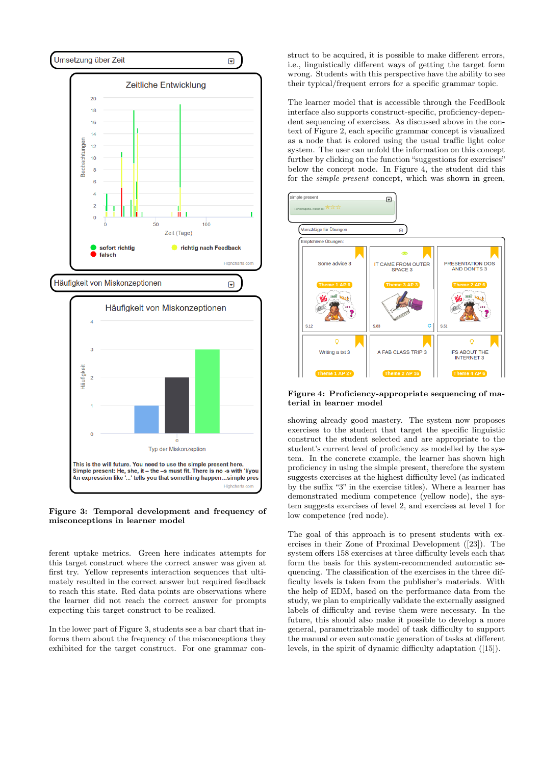**Figure 3: Temporal development and frequency of misconceptions in learner model**

ferent uptake metrics. Green here indicates attempts for this target construct where the correct answer was given at first try. Yellow represents interaction sequences that ultimately resulted in the correct answer but required feedback to reach this state. Red data points are observations where the learner did not reach the correct answer for prompts expecting this target construct to be realized.

In the lower part of Figure 3, students see a bar chart that informs them about the frequency of the misconceptions they exhibited for the target construct. For one grammar construct to be acquired, it is possible to make different errors, i.e., linguistically different ways of getting the target form wrong. Students with this perspective have the ability to see their typical/frequent errors for a specific grammar topic.

The learner model that is accessible through the FeedBook interface also supports construct-specific, proficiency-dependent sequencing of exercises. As discussed above in the context of Figure 2, each specific grammar concept is visualized as a node that is colored using the usual traffic light color system. The user can unfold the information on this concept further by clicking on the function "suggestions for exercises" below the concept node. In Figure 4, the student did this for the *simple present* concept, which was shown in green,

**Figure 4: Proficiency-appropriate sequencing of material in learner model**

showing already good mastery. The system now proposes exercises to the student that target the specific linguistic construct the student selected and are appropriate to the student's current level of proficiency as modelled by the system. In the concrete example, the learner has shown high proficiency in using the simple present, therefore the system suggests exercises at the highest difficulty level (as indicated by the suffix "3" in the exercise titles). Where a learner has demonstrated medium competence (yellow node), the system suggests exercises of level 2, and exercises at level 1 for low competence (red node).

The goal of this approach is to present students with exercises in their Zone of Proximal Development ([23]). The system offers 158 exercises at three difficulty levels each that form the basis for this system-recommended automatic sequencing. The classification of the exercises in the three difficulty levels is taken from the publisher's materials. With the help of EDM, based on the performance data from the study, we plan to empirically validate the externally assigned labels of difficulty and revise them were necessary. In the future, this should also make it possible to develop a more general, parametrizable model of task difficulty to support the manual or even automatic generation of tasks at different levels, in the spirit of dynamic difficulty adaptation ([15]).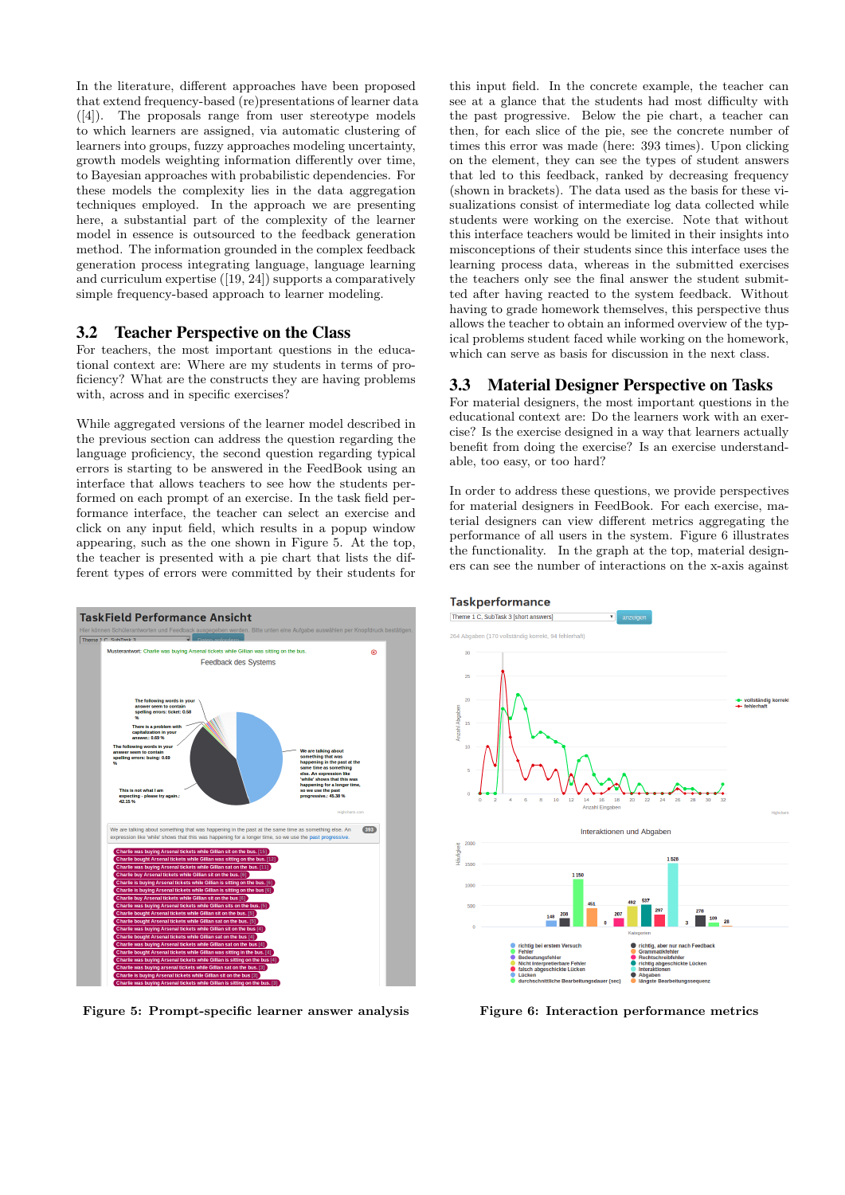In the literature, different approaches have been proposed that extend frequency-based (re)presentations of learner data ([4]). The proposals range from user stereotype models to which learners are assigned, via automatic clustering of learners into groups, fuzzy approaches modeling uncertainty, growth models weighting information differently over time, to Bayesian approaches with probabilistic dependencies. For these models the complexity lies in the data aggregation techniques employed. In the approach we are presenting here, a substantial part of the complexity of the learner model in essence is outsourced to the feedback generation method. The information grounded in the complex feedback generation process integrating language, language learning and curriculum expertise ([19, 24]) supports a comparatively simple frequency-based approach to learner modeling.

## 3.2 Teacher Perspective on the Class

For teachers, the most important questions in the educational context are: Where are my students in terms of proficiency? What are the constructs they are having problems with, across and in specific exercises?

While aggregated versions of the learner model described in the previous section can address the question regarding the language proficiency, the second question regarding typical errors is starting to be answered in the FeedBook using an interface that allows teachers to see how the students performed on each prompt of an exercise. In the task field performance interface, the teacher can select an exercise and click on any input field, which results in a popup window appearing, such as the one shown in Figure 5. At the top, the teacher is presented with a pie chart that lists the different types of errors were committed by their students for this input field. In the concrete example, the teacher can see at a glance that the students had most difficulty with the past progressive. Below the pie chart, a teacher can then, for each slice of the pie, see the concrete number of times this error was made (here: 393 times). Upon clicking on the element, they can see the types of student answers that led to this feedback, ranked by decreasing frequency (shown in brackets). The data used as the basis for these visualizations consist of intermediate log data collected while students were working on the exercise. Note that without this interface teachers would be limited in their insights into misconceptions of their students since this interface uses the learning process data, whereas in the submitted exercises the teachers only see the final answer the student submitted after having reacted to the system feedback. Without having to grade homework themselves, this perspective thus allows the teacher to obtain an informed overview of the typical problems student faced while working on the homework, which can serve as basis for discussion in the next class.

## 3.3 Material Designer Perspective on Tasks

For material designers, the most important questions in the educational context are: Do the learners work with an exercise? Is the exercise designed in a way that learners actually benefit from doing the exercise? Is an exercise understandable, too easy, or too hard?

In order to address these questions, we provide perspectives for material designers in FeedBook. For each exercise, material designers can view different metrics aggregating the performance of all users in the system. Figure 6 illustrates the functionality. In the graph at the top, material designers can see the number of interactions on the x-axis against

Figure 5: Prompt-specific learner answer analysis

Figure 6: Interaction performance metrics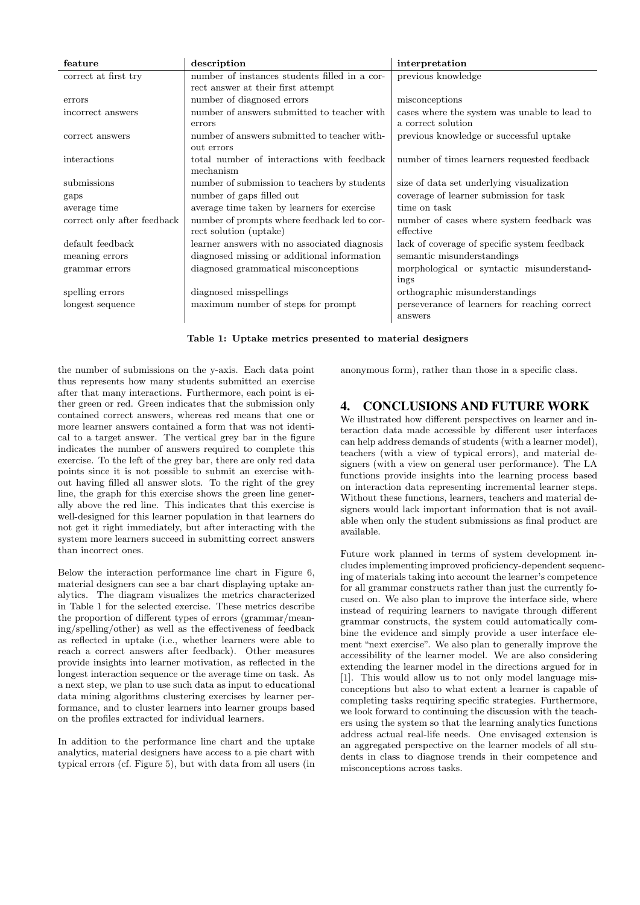| feature | description | interpretation |
|---|---|---|
| correct at first try | number of instances students filled in a correct answer at their first attempt | previous knowledge |
| errors | number of diagnosed errors | misconceptions |
| incorrect answers | number of answers submitted to teacher with errors | cases where the system was unable to lead to a correct solution |
| correct answers | number of answers submitted to teacher without errors | previous knowledge or successful uptake |
| interactions | total number of interactions with feedback mechanism | number of times learners requested feedback |
| submissions | number of submission to teachers by students | size of data set underlying visualization |
| gaps | number of gaps filled out | coverage of learner submission for task |
| average time | average time taken by learners for exercise | time on task |
| correct only after feedback | number of prompts where feedback led to correct solution (uptake) | number of cases where system feedback was effective |
| default feedback | learner answers with no associated diagnosis | lack of coverage of specific system feedback |
| meaning errors | diagnosed missing or additional information | semantic misunderstandings |
| grammar errors | diagnosed grammatical misconceptions | morphological or syntactic misunderstandings |
| spelling errors | diagnosed misspellings | orthographic misunderstandings |
| longest sequence | maximum number of steps for prompt | perseverance of learners for reaching correct answers |

**Table 1: Uptake metrics presented to material designers**

the number of submissions on the y-axis. Each data point thus represents how many students submitted an exercise after that many interactions. Furthermore, each point is either green or red. Green indicates that the submission only contained correct answers, whereas red means that one or more learner answers contained a form that was not identical to a target answer. The vertical grey bar in the figure indicates the number of answers required to complete this exercise. To the left of the grey bar, there are only red data points since it is not possible to submit an exercise without having filled all answer slots. To the right of the grey line, the graph for this exercise shows the green line generally above the red line. This indicates that this exercise is well-designed for this learner population in that learners do not get it right immediately, but after interacting with the system more learners succeed in submitting correct answers than incorrect ones.

Below the interaction performance line chart in Figure 6, material designers can see a bar chart displaying uptake analytics. The diagram visualizes the metrics characterized in Table 1 for the selected exercise. These metrics describe the proportion of different types of errors (grammar/meaning/spelling/other) as well as the effectiveness of feedback as reflected in uptake (i.e., whether learners were able to reach a correct answers after feedback). Other measures provide insights into learner motivation, as reflected in the longest interaction sequence or the average time on task. As a next step, we plan to use such data as input to educational data mining algorithms clustering exercises by learner performance, and to cluster learners into learner groups based on the profiles extracted for individual learners.

In addition to the performance line chart and the uptake analytics, material designers have access to a pie chart with typical errors (cf. Figure 5), but with data from all users (in anonymous form), rather than those in a specific class.

## 4. CONCLUSIONS AND FUTURE WORK

We illustrated how different perspectives on learner and interaction data made accessible by different user interfaces can help address demands of students (with a learner model), teachers (with a view of typical errors), and material designers (with a view on general user performance). The LA functions provide insights into the learning process based on interaction data representing incremental learner steps. Without these functions, learners, teachers and material designers would lack important information that is not available when only the student submissions as final product are available.

Future work planned in terms of system development includes implementing improved proficiency-dependent sequencing of materials taking into account the learner's competence for all grammar constructs rather than just the currently focused on. We also plan to improve the interface side, where instead of requiring learners to navigate through different grammar constructs, the system could automatically combine the evidence and simply provide a user interface element "next exercise". We also plan to generally improve the accessibility of the learner model. We are also considering extending the learner model in the directions argued for in [1]. This would allow us to not only model language misconceptions but also to what extent a learner is capable of completing tasks requiring specific strategies. Furthermore, we look forward to continuing the discussion with the teachers using the system so that the learning analytics functions address actual real-life needs. One envisaged extension is an aggregated perspective on the learner models of all students in class to diagnose trends in their competence and misconceptions across tasks.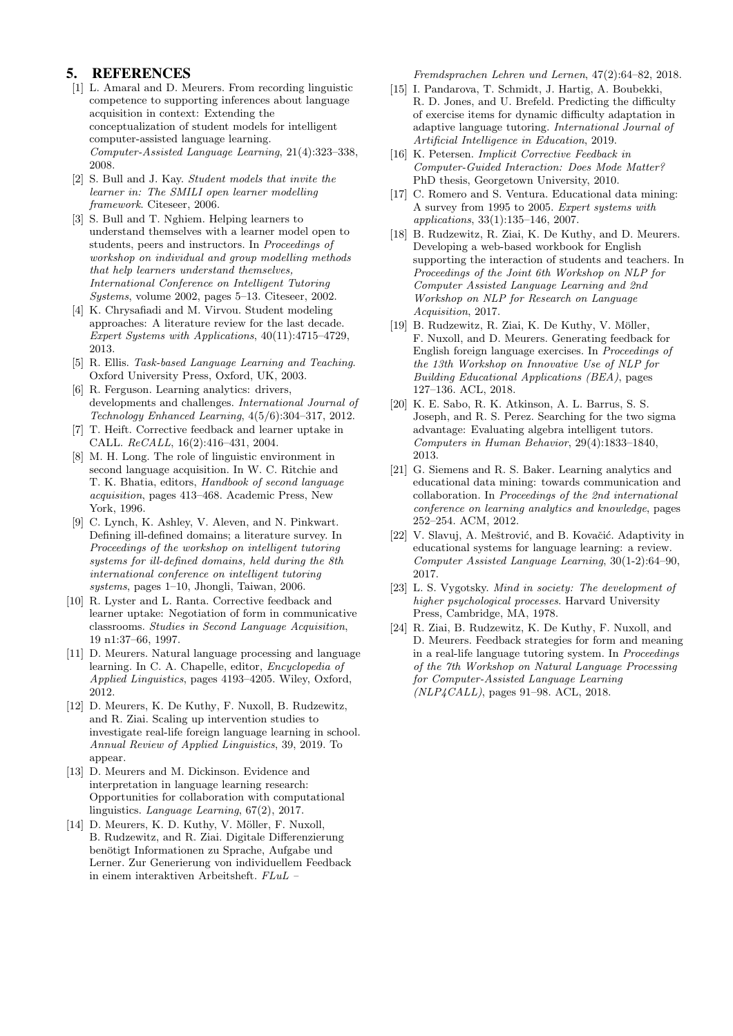## 5. REFERENCES

[1] L. Amaral and D. Meurers. From recording linguistic competence to supporting inferences about language acquisition in context: Extending the conceptualization of student models for intelligent computer-assisted language learning. *Computer-Assisted Language Learning*, 21(4):323–338, 2008.

[2] S. Bull and J. Kay. *Student models that invite the learner in: The SMILI open learner modelling framework*. Citeseer, 2006.

[3] S. Bull and T. Nghiem. Helping learners to understand themselves with a learner model open to students, peers and instructors. In *Proceedings of workshop on individual and group modelling methods that help learners understand themselves, International Conference on Intelligent Tutoring Systems*, volume 2002, pages 5–13. Citeseer, 2002.

[4] K. Chrysafiadi and M. Virvou. Student modeling approaches: A literature review for the last decade. *Expert Systems with Applications*, 40(11):4715–4729, 2013.

[5] R. Ellis. *Task-based Language Learning and Teaching*. Oxford University Press, Oxford, UK, 2003.

[6] R. Ferguson. Learning analytics: drivers, developments and challenges. *International Journal of Technology Enhanced Learning*, 4(5/6):304–317, 2012.

[7] T. Heift. Corrective feedback and learner uptake in CALL. *ReCALL*, 16(2):416–431, 2004.

[8] M. H. Long. The role of linguistic environment in second language acquisition. In W. C. Ritchie and T. K. Bhatia, editors, *Handbook of second language acquisition*, pages 413–468. Academic Press, New York, 1996.

[9] C. Lynch, K. Ashley, V. Aleven, and N. Pinkwart. Defining ill-defined domains; a literature survey. In *Proceedings of the workshop on intelligent tutoring systems for ill-defined domains, held during the 8th international conference on intelligent tutoring systems*, pages 1–10, Jhongli, Taiwan, 2006.

[10] R. Lyster and L. Ranta. Corrective feedback and learner uptake: Negotiation of form in communicative classrooms. *Studies in Second Language Acquisition*, 19 n1:37–66, 1997.

[11] D. Meurers. Natural language processing and language learning. In C. A. Chapelle, editor, *Encyclopedia of Applied Linguistics*, pages 4193–4205. Wiley, Oxford, 2012.

[12] D. Meurers, K. De Kuthy, F. Nuxoll, B. Rudzewitz, and R. Ziai. Scaling up intervention studies to investigate real-life foreign language learning in school. *Annual Review of Applied Linguistics*, 39, 2019. To appear.

[13] D. Meurers and M. Dickinson. Evidence and interpretation in language learning research: Opportunities for collaboration with computational linguistics. *Language Learning*, 67(2), 2017.

[14] D. Meurers, K. D. Kuthy, V. Möller, F. Nuxoll, B. Rudzewitz, and R. Ziai. Digitale Differenzierung benötigt Informationen zu Sprache, Aufgabe und Lerner. Zur Generierung von individuellem Feedback in einem interaktiven Arbeitsheft. *FLuL – Fremdsprachen Lehren und Lernen*, 47(2):64–82, 2018.

[15] I. Pandarova, T. Schmidt, J. Hartig, A. Boubekki, R. D. Jones, and U. Brefeld. Predicting the difficulty of exercise items for dynamic difficulty adaptation in adaptive language tutoring. *International Journal of Artificial Intelligence in Education*, 2019.

[16] K. Petersen. *Implicit Corrective Feedback in Computer-Guided Interaction: Does Mode Matter?* PhD thesis, Georgetown University, 2010.

[17] C. Romero and S. Ventura. Educational data mining: A survey from 1995 to 2005. *Expert systems with applications*, 33(1):135–146, 2007.

[18] B. Rudzewitz, R. Ziai, K. De Kuthy, and D. Meurers. Developing a web-based workbook for English supporting the interaction of students and teachers. In *Proceedings of the Joint 6th Workshop on NLP for Computer Assisted Language Learning and 2nd Workshop on NLP for Research on Language Acquisition*, 2017.

[19] B. Rudzewitz, R. Ziai, K. De Kuthy, V. Möller, F. Nuxoll, and D. Meurers. Generating feedback for English foreign language exercises. In *Proceedings of the 13th Workshop on Innovative Use of NLP for Building Educational Applications (BEA)*, pages 127–136. ACL, 2018.

[20] K. E. Sabo, R. K. Atkinson, A. L. Barrus, S. S. Joseph, and R. S. Perez. Searching for the two sigma advantage: Evaluating algebra intelligent tutors. *Computers in Human Behavior*, 29(4):1833–1840, 2013.

[21] G. Siemens and R. S. Baker. Learning analytics and educational data mining: towards communication and collaboration. In *Proceedings of the 2nd international conference on learning analytics and knowledge*, pages 252–254. ACM, 2012.

[22] V. Slavuj, A. Meštrović, and B. Kovačić. Adaptivity in educational systems for language learning: a review. *Computer Assisted Language Learning*, 30(1-2):64–90, 2017.

[23] L. S. Vygotsky. *Mind in society: The development of higher psychological processes*. Harvard University Press, Cambridge, MA, 1978.

[24] R. Ziai, B. Rudzewitz, K. De Kuthy, F. Nuxoll, and D. Meurers. Feedback strategies for form and meaning in a real-life language tutoring system. In *Proceedings of the 7th Workshop on Natural Language Processing for Computer-Assisted Language Learning (NLP4CALL)*, pages 91–98. ACL, 2018.